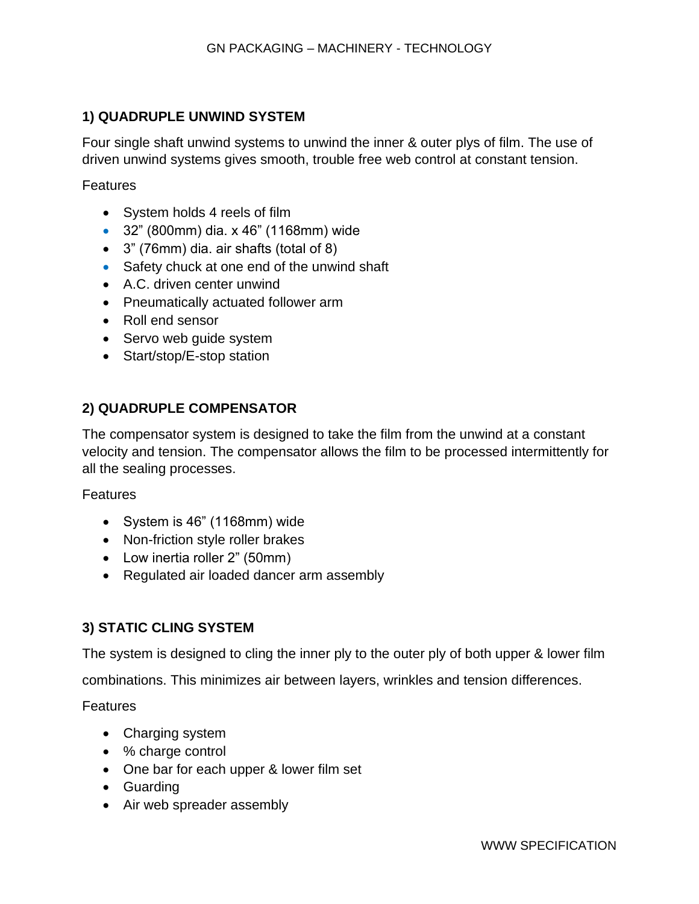## 1) QUADRUPLE UNWIND SYSTEM

Four single shaft unwind systems to unwind the inner & outer plys of film. The use of driven unwind systems gives smooth, trouble free web control at constant tension.

Features

- System holds 4 reels of film
- 32" (800mm) dia. x 46" (1168mm) wide
- 3" (76mm) dia. air shafts (total of 8)
- Safety chuck at one end of the unwind shaft
- A.C. driven center unwind
- Pneumatically actuated follower arm
- Roll end sensor
- Servo web guide system
- Start/stop/E-stop station

## 2) QUADRUPLE COMPENSATOR

The compensator system is designed to take the film from the unwind at a constant velocity and tension. The compensator allows the film to be processed intermittently for all the sealing processes.

Features

- System is 46" (1168mm) wide
- Non-friction style roller brakes
- Low inertia roller 2" (50mm)
- Regulated air loaded dancer arm assembly

## 3) STATIC CLING SYSTEM

The system is designed to cling the inner ply to the outer ply of both upper & lower film combinations. This minimizes air between layers, wrinkles and tension differences.

Features

- Charging system
- % charge control
- One bar for each upper & lower film set
- Guarding
- Air web spreader assembly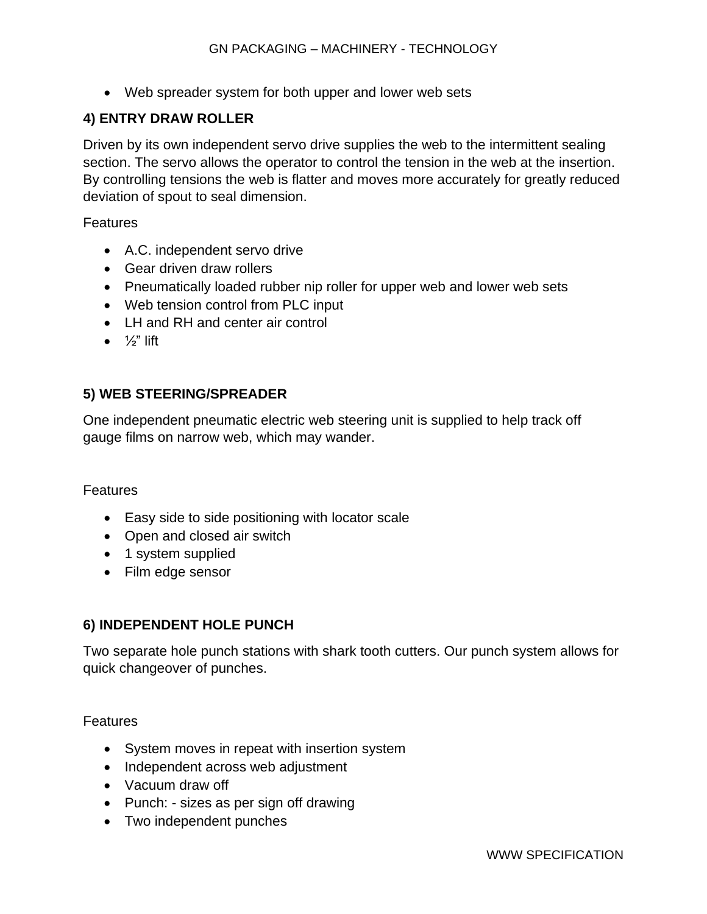- Web spreader system for both upper and lower web sets

**4) ENTRY DRAW ROLLER**

Driven by its own independent servo drive supplies the web to the intermittent sealing section. The servo allows the operator to control the tension in the web at the insertion. By controlling tensions the web is flatter and moves more accurately for greatly reduced deviation of spout to seal dimension.

Features

- A.C. independent servo drive
- Gear driven draw rollers
- Pneumatically loaded rubber nip roller for upper web and lower web sets
- Web tension control from PLC input
- LH and RH and center air control
- ½" lift

**5) WEB STEERING/SPREADER**

One independent pneumatic electric web steering unit is supplied to help track off gauge films on narrow web, which may wander.

Features

- Easy side to side positioning with locator scale
- Open and closed air switch
- 1 system supplied
- Film edge sensor

**6) INDEPENDENT HOLE PUNCH**

Two separate hole punch stations with shark tooth cutters. Our punch system allows for quick changeover of punches.

Features

- System moves in repeat with insertion system
- Independent across web adjustment
- Vacuum draw off
- Punch: - sizes as per sign off drawing
- Two independent punches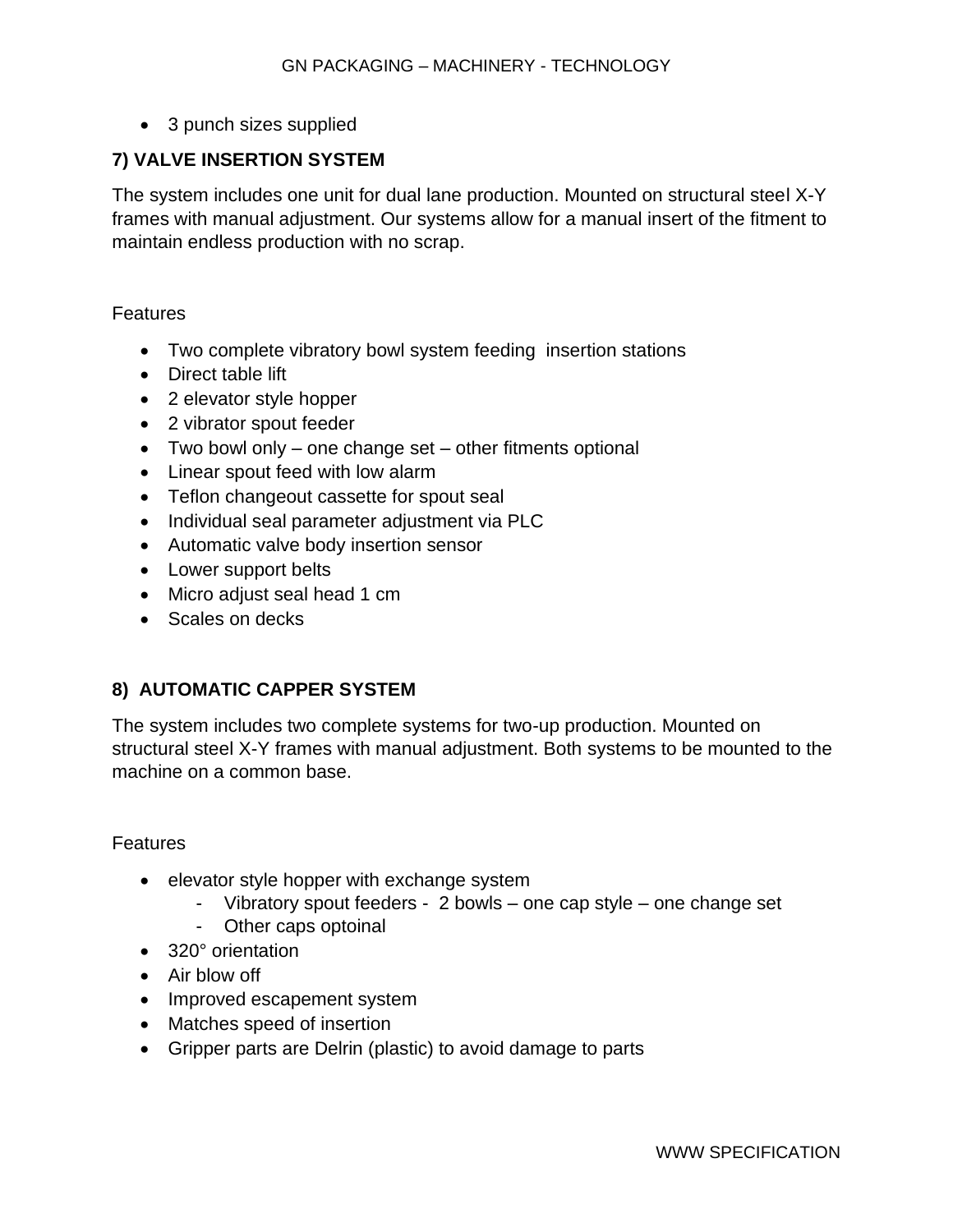- 3 punch sizes supplied

### 7) VALVE INSERTION SYSTEM

The system includes one unit for dual lane production. Mounted on structural steel X-Y frames with manual adjustment. Our systems allow for a manual insert of the fitment to maintain endless production with no scrap.

Features

- Two complete vibratory bowl system feeding  insertion stations
- Direct table lift
- 2 elevator style hopper
- 2 vibrator spout feeder
- Two bowl only – one change set – other fitments optional
- Linear spout feed with low alarm
- Teflon changeout cassette for spout seal
- Individual seal parameter adjustment via PLC
- Automatic valve body insertion sensor
- Lower support belts
- Micro adjust seal head 1 cm
- Scales on decks

### 8)  AUTOMATIC CAPPER SYSTEM

The system includes two complete systems for two-up production. Mounted on structural steel X-Y frames with manual adjustment. Both systems to be mounted to the machine on a common base.

Features

- elevator style hopper with exchange system
    - Vibratory spout feeders -  2 bowls – one cap style – one change set
    - Other caps optoinal
- 320° orientation
- Air blow off
- Improved escapement system
- Matches speed of insertion
- Gripper parts are Delrin (plastic) to avoid damage to parts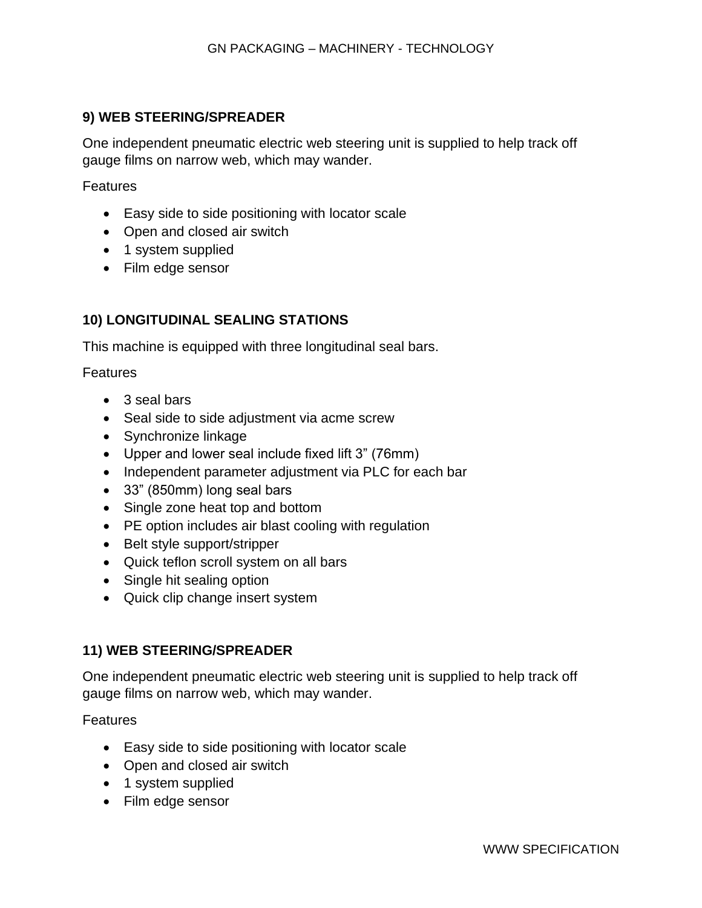### 9) WEB STEERING/SPREADER

One independent pneumatic electric web steering unit is supplied to help track off gauge films on narrow web, which may wander.

Features

- Easy side to side positioning with locator scale
- Open and closed air switch
- 1 system supplied
- Film edge sensor

### 10) LONGITUDINAL SEALING STATIONS

This machine is equipped with three longitudinal seal bars.

Features

- 3 seal bars
- Seal side to side adjustment via acme screw
- Synchronize linkage
- Upper and lower seal include fixed lift 3" (76mm)
- Independent parameter adjustment via PLC for each bar
- 33" (850mm) long seal bars
- Single zone heat top and bottom
- PE option includes air blast cooling with regulation
- Belt style support/stripper
- Quick teflon scroll system on all bars
- Single hit sealing option
- Quick clip change insert system

### 11) WEB STEERING/SPREADER

One independent pneumatic electric web steering unit is supplied to help track off gauge films on narrow web, which may wander.

Features

- Easy side to side positioning with locator scale
- Open and closed air switch
- 1 system supplied
- Film edge sensor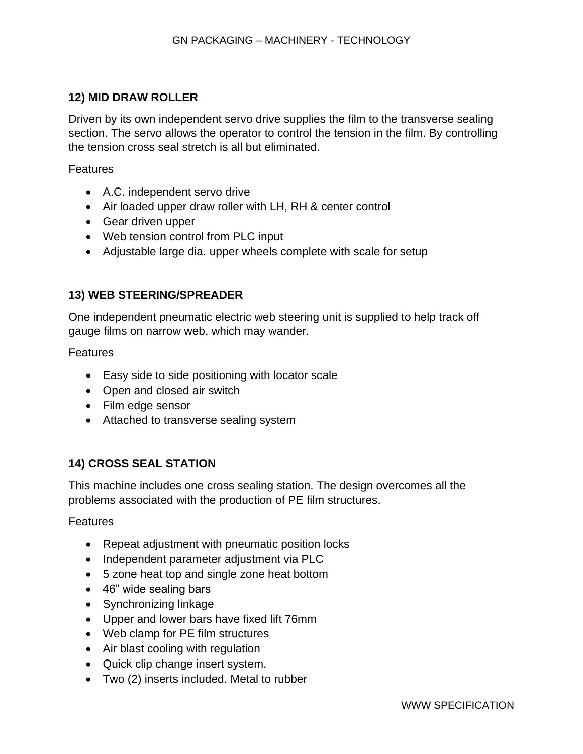## 12) MID DRAW ROLLER

Driven by its own independent servo drive supplies the film to the transverse sealing section. The servo allows the operator to control the tension in the film. By controlling the tension cross seal stretch is all but eliminated.

Features

- A.C. independent servo drive
- Air loaded upper draw roller with LH, RH & center control
- Gear driven upper
- Web tension control from PLC input
- Adjustable large dia. upper wheels complete with scale for setup

## 13) WEB STEERING/SPREADER

One independent pneumatic electric web steering unit is supplied to help track off gauge films on narrow web, which may wander.

Features

- Easy side to side positioning with locator scale
- Open and closed air switch
- Film edge sensor
- Attached to transverse sealing system

## 14) CROSS SEAL STATION

This machine includes one cross sealing station. The design overcomes all the problems associated with the production of PE film structures.

Features

- Repeat adjustment with pneumatic position locks
- Independent parameter adjustment via PLC
- 5 zone heat top and single zone heat bottom
- 46” wide sealing bars
- Synchronizing linkage
- Upper and lower bars have fixed lift 76mm
- Web clamp for PE film structures
- Air blast cooling with regulation
- Quick clip change insert system.
- Two (2) inserts included. Metal to rubber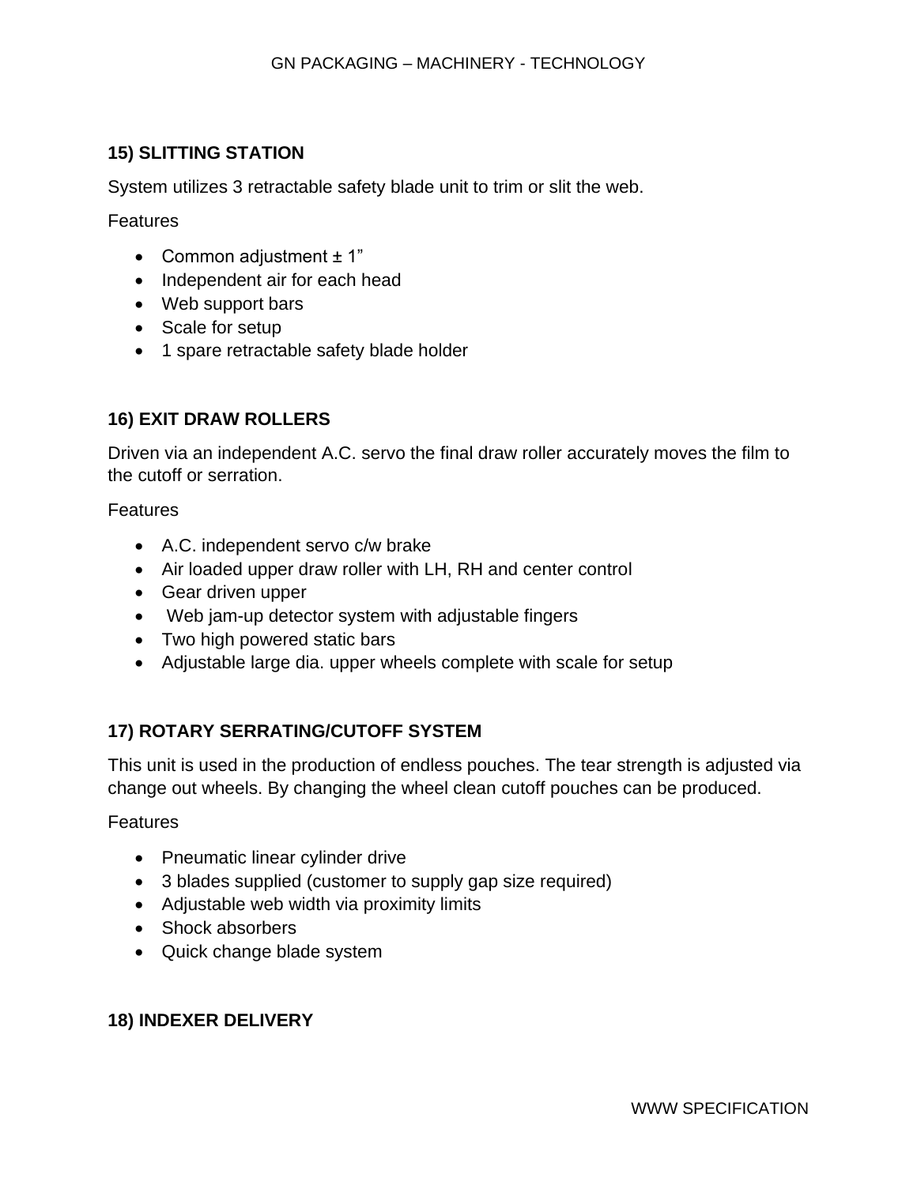### 15) SLITTING STATION

System utilizes 3 retractable safety blade unit to trim or slit the web.

Features

- Common adjustment ± 1”
- Independent air for each head
- Web support bars
- Scale for setup
- 1 spare retractable safety blade holder

### 16) EXIT DRAW ROLLERS

Driven via an independent A.C. servo the final draw roller accurately moves the film to the cutoff or serration.

Features

- A.C. independent servo c/w brake
- Air loaded upper draw roller with LH, RH and center control
- Gear driven upper
- Web jam-up detector system with adjustable fingers
- Two high powered static bars
- Adjustable large dia. upper wheels complete with scale for setup

### 17) ROTARY SERRATING/CUTOFF SYSTEM

This unit is used in the production of endless pouches. The tear strength is adjusted via change out wheels. By changing the wheel clean cutoff pouches can be produced.

Features

- Pneumatic linear cylinder drive
- 3 blades supplied (customer to supply gap size required)
- Adjustable web width via proximity limits
- Shock absorbers
- Quick change blade system

### 18) INDEXER DELIVERY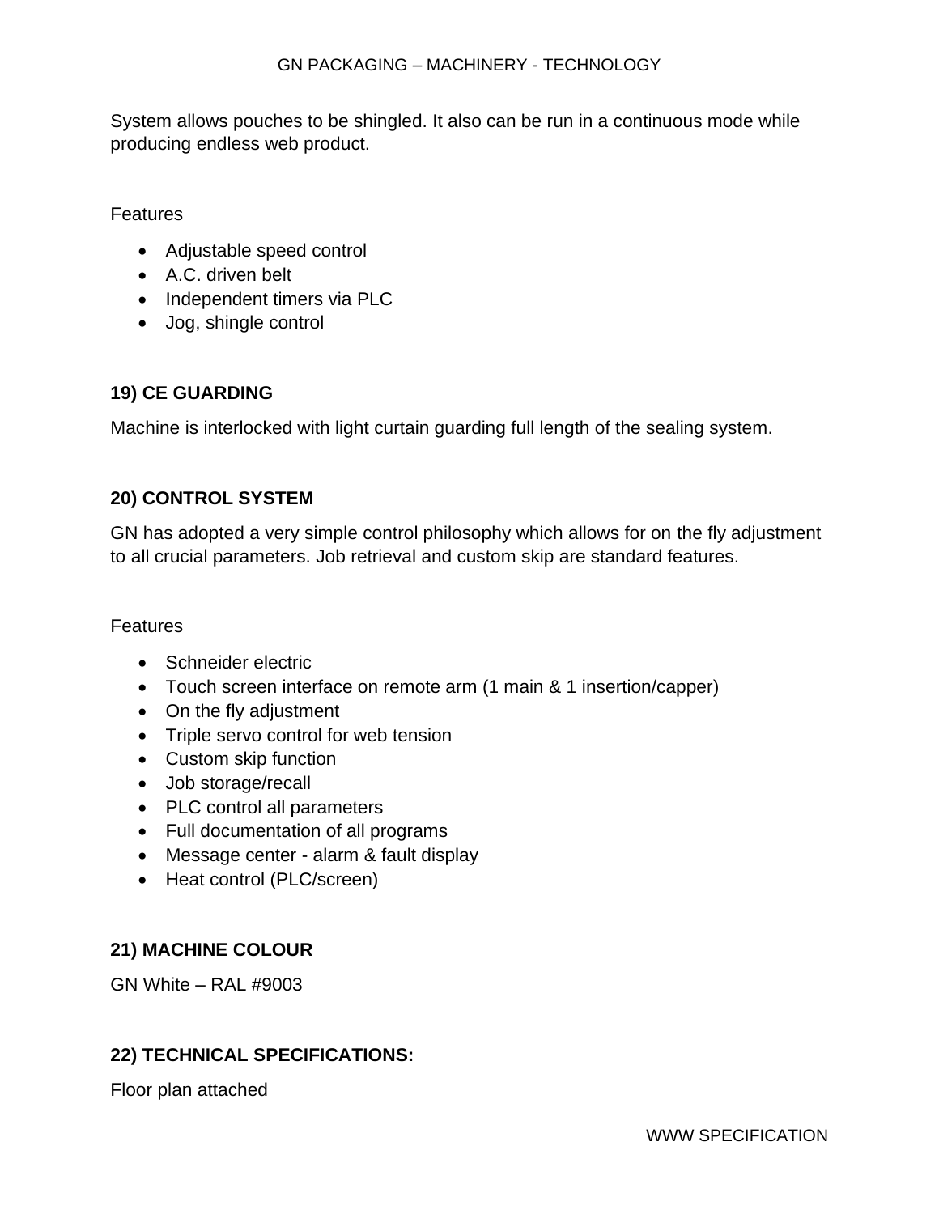System allows pouches to be shingled. It also can be run in a continuous mode while producing endless web product.

Features

- Adjustable speed control
- A.C. driven belt
- Independent timers via PLC
- Jog, shingle control

## 19) CE GUARDING

Machine is interlocked with light curtain guarding full length of the sealing system.

## 20) CONTROL SYSTEM

GN has adopted a very simple control philosophy which allows for on the fly adjustment to all crucial parameters. Job retrieval and custom skip are standard features.

Features

- Schneider electric
- Touch screen interface on remote arm (1 main & 1 insertion/capper)
- On the fly adjustment
- Triple servo control for web tension
- Custom skip function
- Job storage/recall
- PLC control all parameters
- Full documentation of all programs
- Message center - alarm & fault display
- Heat control (PLC/screen)

## 21) MACHINE COLOUR

GN White – RAL #9003

## 22) TECHNICAL SPECIFICATIONS:

Floor plan attached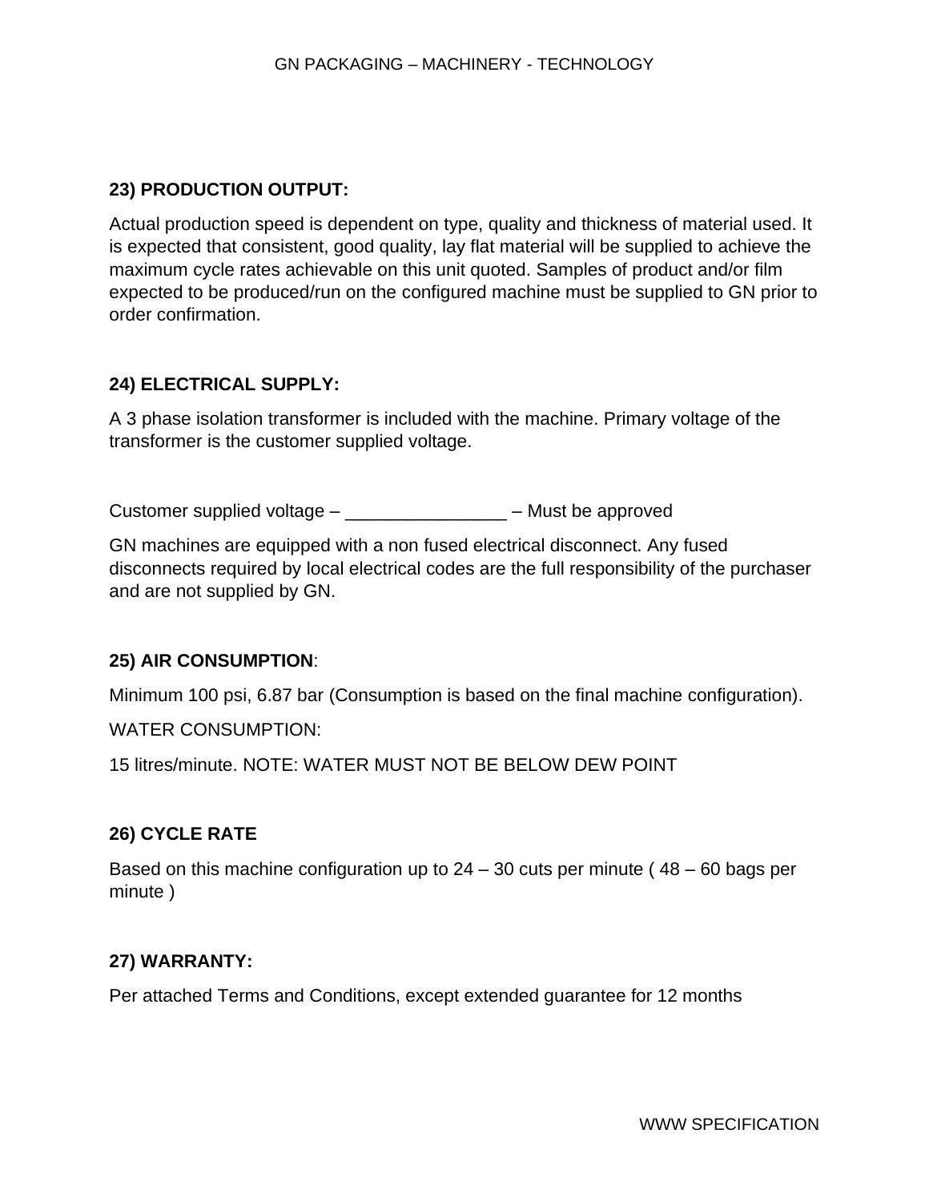**23) PRODUCTION OUTPUT:**

Actual production speed is dependent on type, quality and thickness of material used. It is expected that consistent, good quality, lay flat material will be supplied to achieve the maximum cycle rates achievable on this unit quoted. Samples of product and/or film expected to be produced/run on the configured machine must be supplied to GN prior to order confirmation.

**24) ELECTRICAL SUPPLY:**

A 3 phase isolation transformer is included with the machine. Primary voltage of the transformer is the customer supplied voltage.

Customer supplied voltage – ________________ – Must be approved

GN machines are equipped with a non fused electrical disconnect. Any fused disconnects required by local electrical codes are the full responsibility of the purchaser and are not supplied by GN.

**25) AIR CONSUMPTION**:

Minimum 100 psi, 6.87 bar (Consumption is based on the final machine configuration).

WATER CONSUMPTION:

15 litres/minute. NOTE: WATER MUST NOT BE BELOW DEW POINT

**26) CYCLE RATE**

Based on this machine configuration up to 24 – 30 cuts per minute ( 48 – 60 bags per minute )

**27) WARRANTY:**

Per attached Terms and Conditions, except extended guarantee for 12 months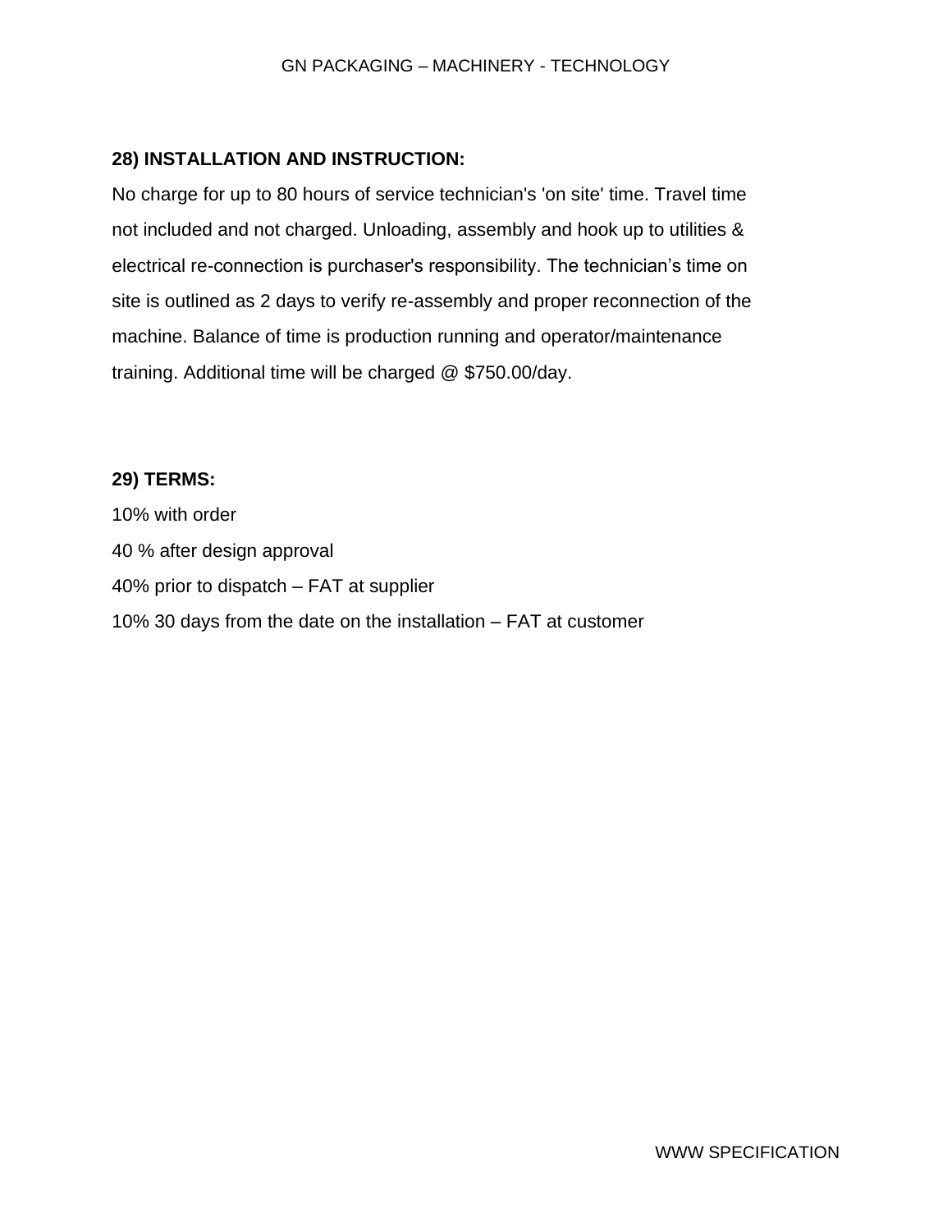**28) INSTALLATION AND INSTRUCTION:**

No charge for up to 80 hours of service technician's 'on site' time. Travel time not included and not charged. Unloading, assembly and hook up to utilities & electrical re-connection is purchaser's responsibility. The technician's time on site is outlined as 2 days to verify re-assembly and proper reconnection of the machine. Balance of time is production running and operator/maintenance training. Additional time will be charged @ $750.00/day.

**29) TERMS:**

10% with order

40 % after design approval

40% prior to dispatch – FAT at supplier

10% 30 days from the date on the installation – FAT at customer